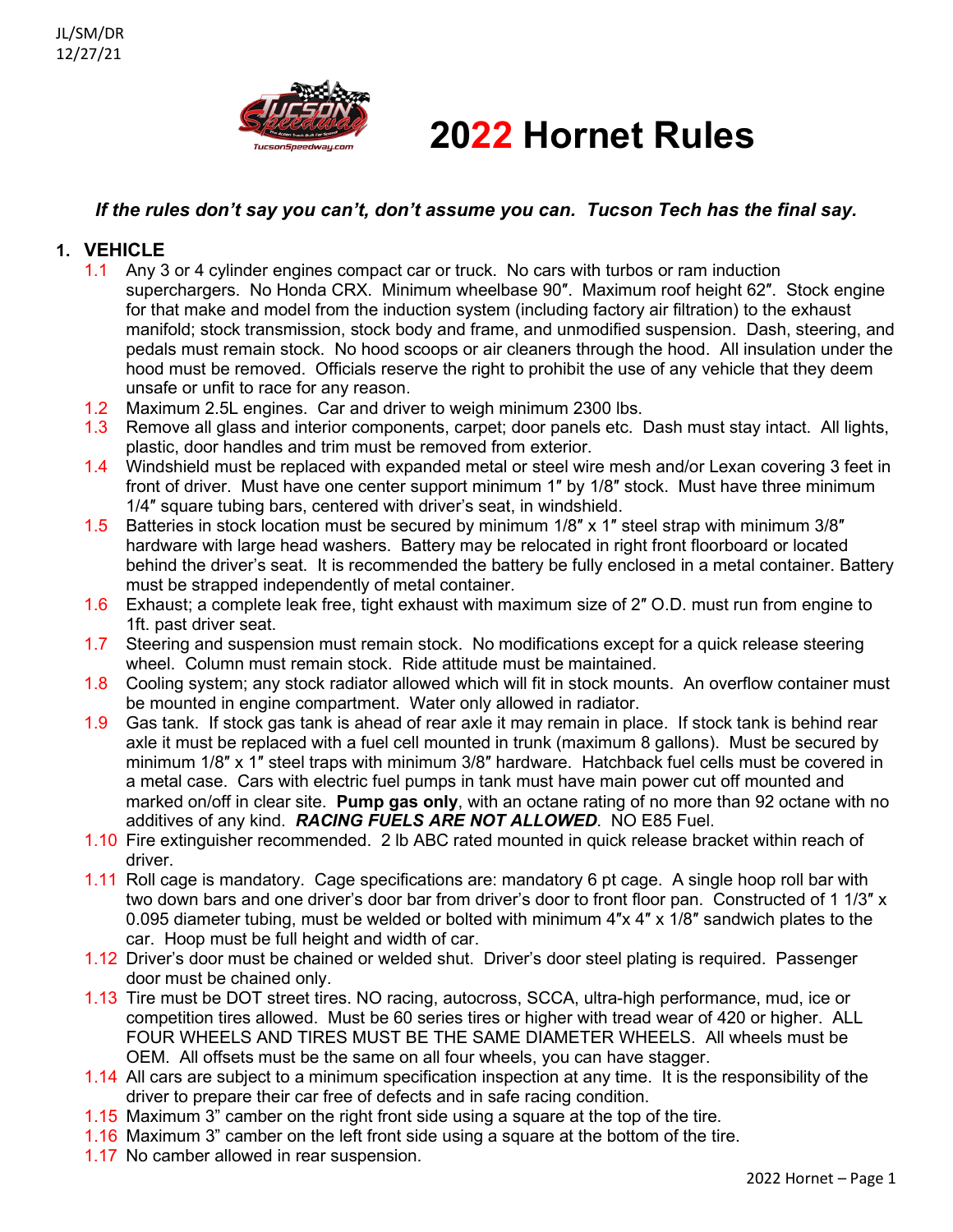JL/SM/DR
12/27/21

# 2022 Hornet Rules

***If the rules don't say you can't, don't assume you can. Tucson Tech has the final say.***

## 1. VEHICLE

1.1 Any 3 or 4 cylinder engines compact car or truck. No cars with turbos or ram induction superchargers. No Honda CRX. Minimum wheelbase 90″. Maximum roof height 62″. Stock engine for that make and model from the induction system (including factory air filtration) to the exhaust manifold; stock transmission, stock body and frame, and unmodified suspension. Dash, steering, and pedals must remain stock. No hood scoops or air cleaners through the hood. All insulation under the hood must be removed. Officials reserve the right to prohibit the use of any vehicle that they deem unsafe or unfit to race for any reason.

1.2 Maximum 2.5L engines. Car and driver to weigh minimum 2300 lbs.

1.3 Remove all glass and interior components, carpet; door panels etc. Dash must stay intact. All lights, plastic, door handles and trim must be removed from exterior.

1.4 Windshield must be replaced with expanded metal or steel wire mesh and/or Lexan covering 3 feet in front of driver. Must have one center support minimum 1″ by 1/8″ stock. Must have three minimum 1/4″ square tubing bars, centered with driver's seat, in windshield.

1.5 Batteries in stock location must be secured by minimum 1/8″ x 1″ steel strap with minimum 3/8″ hardware with large head washers. Battery may be relocated in right front floorboard or located behind the driver's seat. It is recommended the battery be fully enclosed in a metal container. Battery must be strapped independently of metal container.

1.6 Exhaust; a complete leak free, tight exhaust with maximum size of 2″ O.D. must run from engine to 1ft. past driver seat.

1.7 Steering and suspension must remain stock. No modifications except for a quick release steering wheel. Column must remain stock. Ride attitude must be maintained.

1.8 Cooling system; any stock radiator allowed which will fit in stock mounts. An overflow container must be mounted in engine compartment. Water only allowed in radiator.

1.9 Gas tank. If stock gas tank is ahead of rear axle it may remain in place. If stock tank is behind rear axle it must be replaced with a fuel cell mounted in trunk (maximum 8 gallons). Must be secured by minimum 1/8″ x 1″ steel traps with minimum 3/8″ hardware. Hatchback fuel cells must be covered in a metal case. Cars with electric fuel pumps in tank must have main power cut off mounted and marked on/off in clear site. **Pump gas only**, with an octane rating of no more than 92 octane with no additives of any kind. ***RACING FUELS ARE NOT ALLOWED***. NO E85 Fuel.

1.10 Fire extinguisher recommended. 2 lb ABC rated mounted in quick release bracket within reach of driver.

1.11 Roll cage is mandatory. Cage specifications are: mandatory 6 pt cage. A single hoop roll bar with two down bars and one driver's door bar from driver's door to front floor pan. Constructed of 1 1/3″ x 0.095 diameter tubing, must be welded or bolted with minimum 4″x 4″ x 1/8″ sandwich plates to the car. Hoop must be full height and width of car.

1.12 Driver's door must be chained or welded shut. Driver's door steel plating is required. Passenger door must be chained only.

1.13 Tire must be DOT street tires. NO racing, autocross, SCCA, ultra-high performance, mud, ice or competition tires allowed. Must be 60 series tires or higher with tread wear of 420 or higher. ALL FOUR WHEELS AND TIRES MUST BE THE SAME DIAMETER WHEELS. All wheels must be OEM. All offsets must be the same on all four wheels, you can have stagger.

1.14 All cars are subject to a minimum specification inspection at any time. It is the responsibility of the driver to prepare their car free of defects and in safe racing condition.

1.15 Maximum 3" camber on the right front side using a square at the top of the tire.

1.16 Maximum 3" camber on the left front side using a square at the bottom of the tire.

1.17 No camber allowed in rear suspension.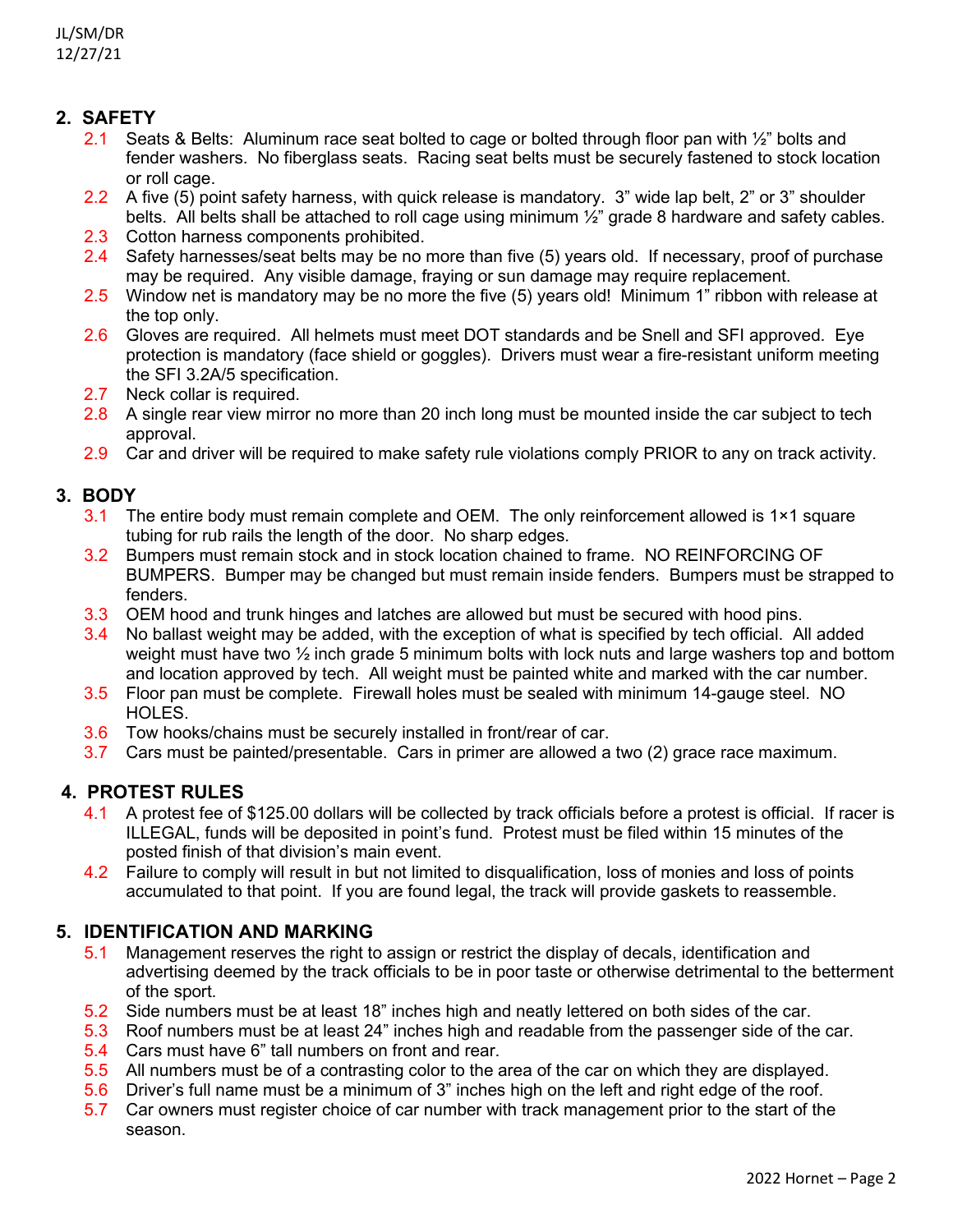## 2. SAFETY

2.1 Seats & Belts: Aluminum race seat bolted to cage or bolted through floor pan with ½" bolts and fender washers. No fiberglass seats. Racing seat belts must be securely fastened to stock location or roll cage.

2.2 A five (5) point safety harness, with quick release is mandatory. 3" wide lap belt, 2" or 3" shoulder belts. All belts shall be attached to roll cage using minimum ½" grade 8 hardware and safety cables.

2.3 Cotton harness components prohibited.

2.4 Safety harnesses/seat belts may be no more than five (5) years old. If necessary, proof of purchase may be required. Any visible damage, fraying or sun damage may require replacement.

2.5 Window net is mandatory may be no more the five (5) years old! Minimum 1" ribbon with release at the top only.

2.6 Gloves are required. All helmets must meet DOT standards and be Snell and SFI approved. Eye protection is mandatory (face shield or goggles). Drivers must wear a fire-resistant uniform meeting the SFI 3.2A/5 specification.

2.7 Neck collar is required.

2.8 A single rear view mirror no more than 20 inch long must be mounted inside the car subject to tech approval.

2.9 Car and driver will be required to make safety rule violations comply PRIOR to any on track activity.

## 3. BODY

3.1 The entire body must remain complete and OEM. The only reinforcement allowed is 1×1 square tubing for rub rails the length of the door. No sharp edges.

3.2 Bumpers must remain stock and in stock location chained to frame. NO REINFORCING OF BUMPERS. Bumper may be changed but must remain inside fenders. Bumpers must be strapped to fenders.

3.3 OEM hood and trunk hinges and latches are allowed but must be secured with hood pins.

3.4 No ballast weight may be added, with the exception of what is specified by tech official. All added weight must have two ½ inch grade 5 minimum bolts with lock nuts and large washers top and bottom and location approved by tech. All weight must be painted white and marked with the car number.

3.5 Floor pan must be complete. Firewall holes must be sealed with minimum 14-gauge steel. NO HOLES.

3.6 Tow hooks/chains must be securely installed in front/rear of car.

3.7 Cars must be painted/presentable. Cars in primer are allowed a two (2) grace race maximum.

## 4. PROTEST RULES

4.1 A protest fee of $125.00 dollars will be collected by track officials before a protest is official. If racer is ILLEGAL, funds will be deposited in point's fund. Protest must be filed within 15 minutes of the posted finish of that division's main event.

4.2 Failure to comply will result in but not limited to disqualification, loss of monies and loss of points accumulated to that point. If you are found legal, the track will provide gaskets to reassemble.

## 5. IDENTIFICATION AND MARKING

5.1 Management reserves the right to assign or restrict the display of decals, identification and advertising deemed by the track officials to be in poor taste or otherwise detrimental to the betterment of the sport.

5.2 Side numbers must be at least 18" inches high and neatly lettered on both sides of the car.

5.3 Roof numbers must be at least 24" inches high and readable from the passenger side of the car.

5.4 Cars must have 6" tall numbers on front and rear.

5.5 All numbers must be of a contrasting color to the area of the car on which they are displayed.

5.6 Driver's full name must be a minimum of 3" inches high on the left and right edge of the roof.

5.7 Car owners must register choice of car number with track management prior to the start of the season.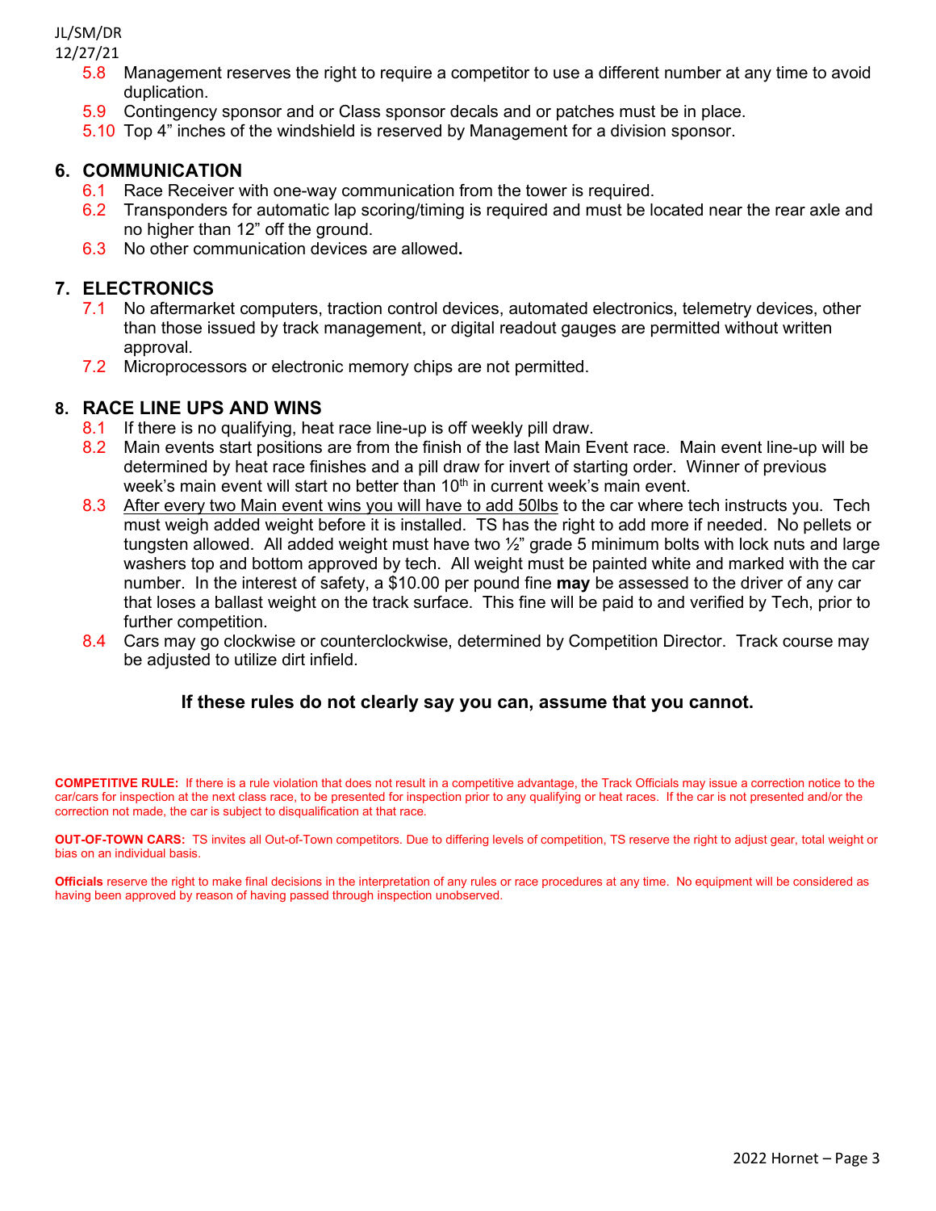5.8 Management reserves the right to require a competitor to use a different number at any time to avoid duplication.
5.9 Contingency sponsor and or Class sponsor decals and or patches must be in place.
5.10 Top 4" inches of the windshield is reserved by Management for a division sponsor.

## 6. COMMUNICATION

6.1 Race Receiver with one-way communication from the tower is required.
6.2 Transponders for automatic lap scoring/timing is required and must be located near the rear axle and no higher than 12" off the ground.
6.3 No other communication devices are allowed**.**

## 7. ELECTRONICS

7.1 No aftermarket computers, traction control devices, automated electronics, telemetry devices, other than those issued by track management, or digital readout gauges are permitted without written approval.
7.2 Microprocessors or electronic memory chips are not permitted.

## 8. RACE LINE UPS AND WINS

8.1 If there is no qualifying, heat race line-up is off weekly pill draw.
8.2 Main events start positions are from the finish of the last Main Event race. Main event line-up will be determined by heat race finishes and a pill draw for invert of starting order. Winner of previous week's main event will start no better than 10th in current week's main event.
8.3 <u>After every two Main event wins you will have to add 50lbs</u> to the car where tech instructs you. Tech must weigh added weight before it is installed. TS has the right to add more if needed. No pellets or tungsten allowed. All added weight must have two ½" grade 5 minimum bolts with lock nuts and large washers top and bottom approved by tech. All weight must be painted white and marked with the car number. In the interest of safety, a $10.00 per pound fine **may** be assessed to the driver of any car that loses a ballast weight on the track surface. This fine will be paid to and verified by Tech, prior to further competition.
8.4 Cars may go clockwise or counterclockwise, determined by Competition Director. Track course may be adjusted to utilize dirt infield.

**If these rules do not clearly say you can, assume that you cannot.**

**COMPETITIVE RULE:** If there is a rule violation that does not result in a competitive advantage, the Track Officials may issue a correction notice to the car/cars for inspection at the next class race, to be presented for inspection prior to any qualifying or heat races. If the car is not presented and/or the correction not made, the car is subject to disqualification at that race.

**OUT-OF-TOWN CARS:** TS invites all Out-of-Town competitors. Due to differing levels of competition, TS reserve the right to adjust gear, total weight or bias on an individual basis.

**Officials** reserve the right to make final decisions in the interpretation of any rules or race procedures at any time. No equipment will be considered as having been approved by reason of having passed through inspection unobserved.